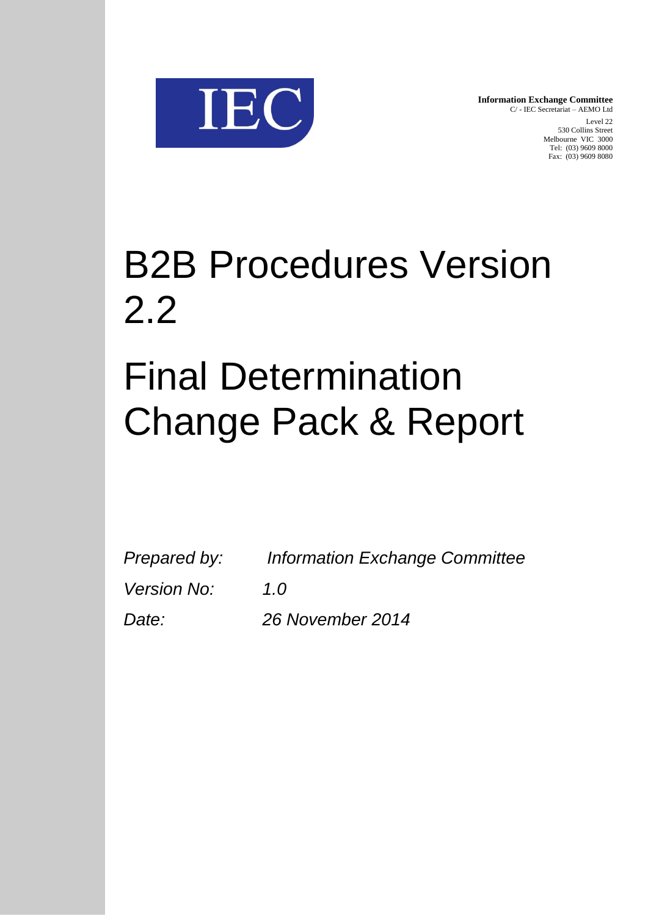IEC

**Information Exchange Committee**
C/ - IEC Secretariat – AEMO Ltd
Level 22
530 Collins Street
Melbourne VIC 3000
Tel: (03) 9609 8000
Fax: (03) 9609 8080

# B2B Procedures Version 2.2

# Final Determination Change Pack & Report

| | |
|---|---|
| *Prepared by:* | *Information Exchange Committee* |
| *Version No:* | *1.0* |
| *Date:* | *26 November 2014* |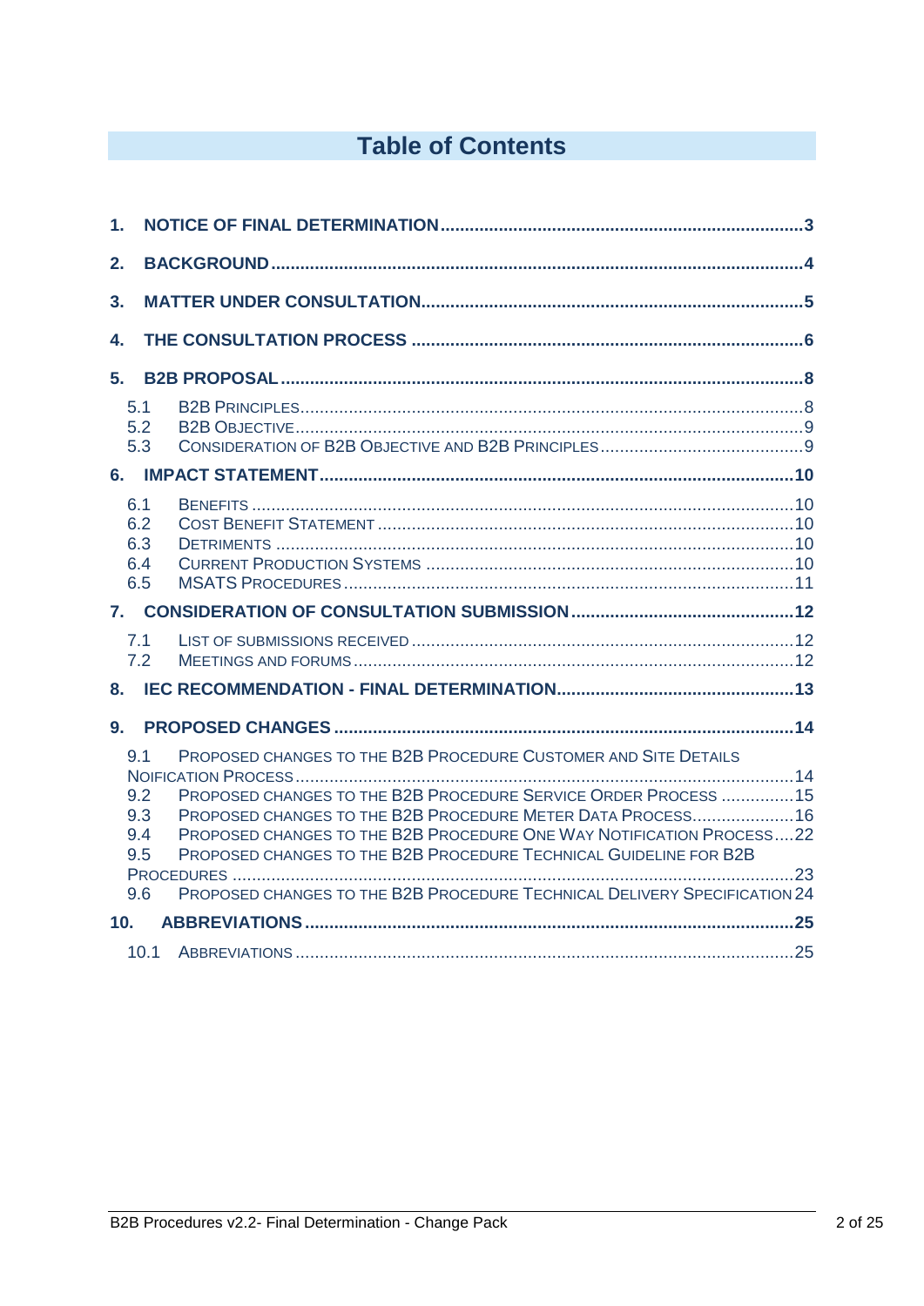# Table of Contents

1. NOTICE OF FINAL DETERMINATION ........ 3
2. BACKGROUND ........ 4
3. MATTER UNDER CONSULTATION ........ 5
4. THE CONSULTATION PROCESS ........ 6
5. B2B PROPOSAL ........ 8
   - 5.1 B2B PRINCIPLES ........ 8
   - 5.2 B2B OBJECTIVE ........ 9
   - 5.3 CONSIDERATION OF B2B OBJECTIVE AND B2B PRINCIPLES ........ 9
6. IMPACT STATEMENT ........ 10
   - 6.1 BENEFITS ........ 10
   - 6.2 COST BENEFIT STATEMENT ........ 10
   - 6.3 DETRIMENTS ........ 10
   - 6.4 CURRENT PRODUCTION SYSTEMS ........ 10
   - 6.5 MSATS PROCEDURES ........ 11
7. CONSIDERATION OF CONSULTATION SUBMISSION ........ 12
   - 7.1 LIST OF SUBMISSIONS RECEIVED ........ 12
   - 7.2 MEETINGS AND FORUMS ........ 12
8. IEC RECOMMENDATION - FINAL DETERMINATION ........ 13
9. PROPOSED CHANGES ........ 14
   - 9.1 PROPOSED CHANGES TO THE B2B PROCEDURE CUSTOMER AND SITE DETAILS NOIFICATION PROCESS ........ 14
   - 9.2 PROPOSED CHANGES TO THE B2B PROCEDURE SERVICE ORDER PROCESS ........ 15
   - 9.3 PROPOSED CHANGES TO THE B2B PROCEDURE METER DATA PROCESS ........ 16
   - 9.4 PROPOSED CHANGES TO THE B2B PROCEDURE ONE WAY NOTIFICATION PROCESS ........ 22
   - 9.5 PROPOSED CHANGES TO THE B2B PROCEDURE TECHNICAL GUIDELINE FOR B2B PROCEDURES ........ 23
   - 9.6 PROPOSED CHANGES TO THE B2B PROCEDURE TECHNICAL DELIVERY SPECIFICATION ........ 24
10. ABBREVIATIONS ........ 25
    - 10.1 ABBREVIATIONS ........ 25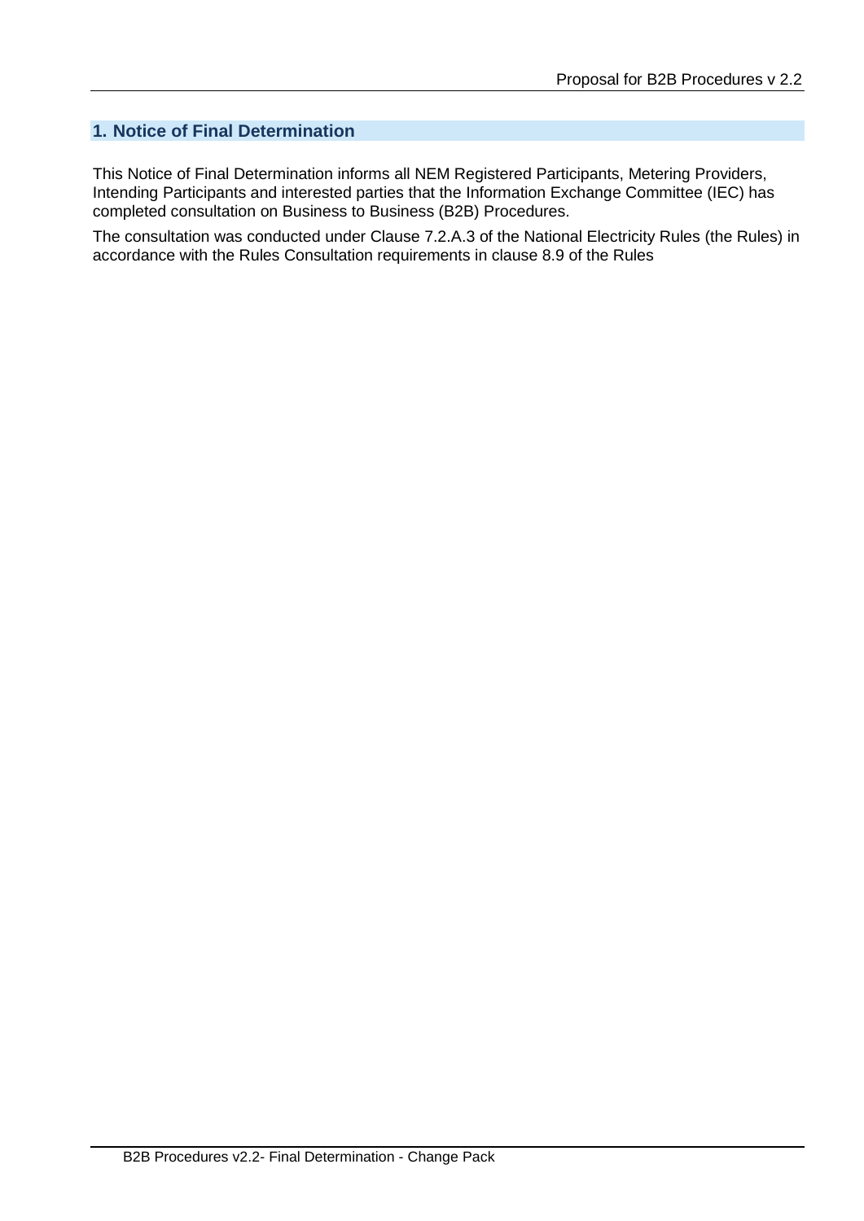## 1. Notice of Final Determination

This Notice of Final Determination informs all NEM Registered Participants, Metering Providers, Intending Participants and interested parties that the Information Exchange Committee (IEC) has completed consultation on Business to Business (B2B) Procedures.

The consultation was conducted under Clause 7.2.A.3 of the National Electricity Rules (the Rules) in accordance with the Rules Consultation requirements in clause 8.9 of the Rules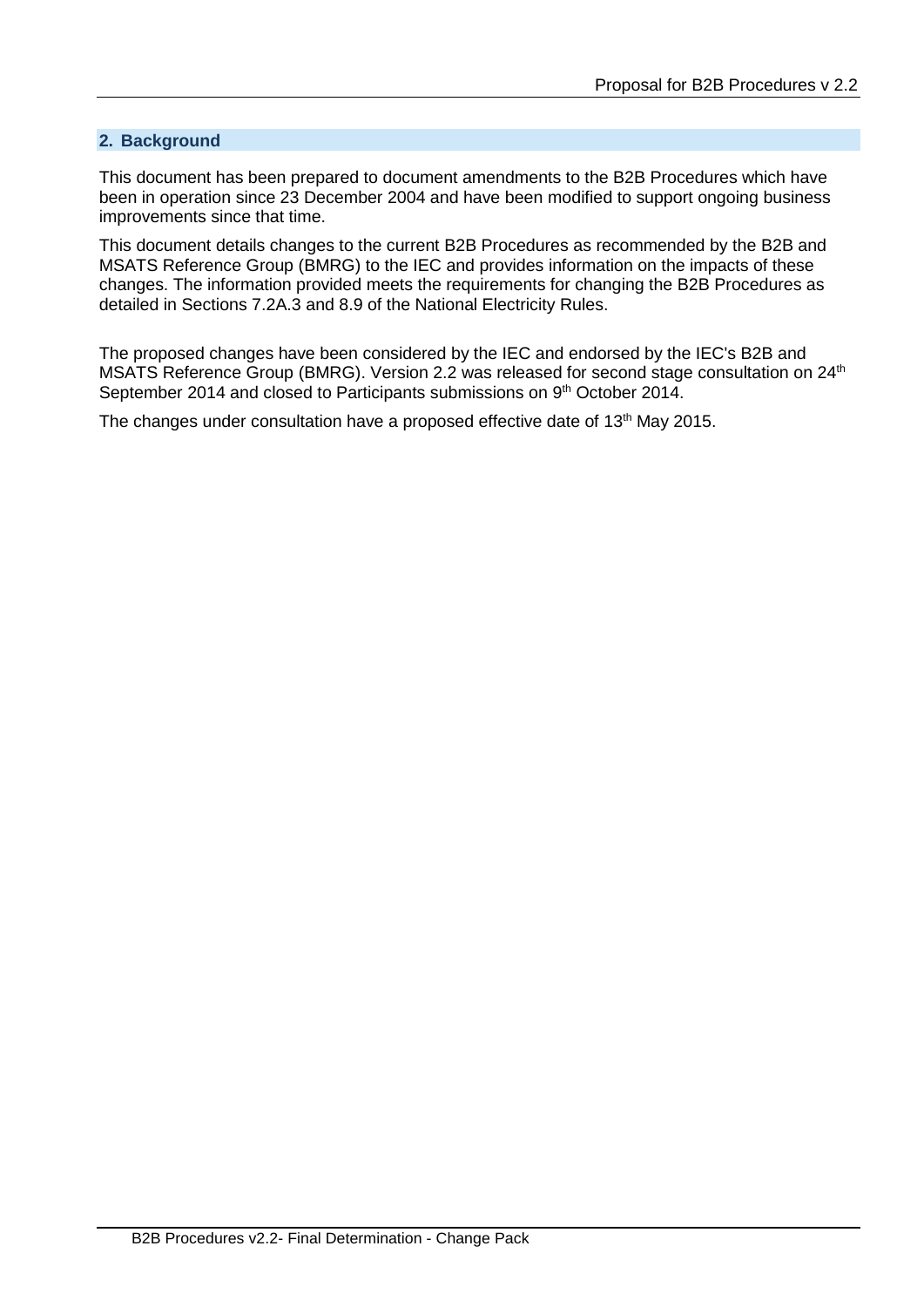## 2. Background

This document has been prepared to document amendments to the B2B Procedures which have been in operation since 23 December 2004 and have been modified to support ongoing business improvements since that time.

This document details changes to the current B2B Procedures as recommended by the B2B and MSATS Reference Group (BMRG) to the IEC and provides information on the impacts of these changes. The information provided meets the requirements for changing the B2B Procedures as detailed in Sections 7.2A.3 and 8.9 of the National Electricity Rules.

The proposed changes have been considered by the IEC and endorsed by the IEC's B2B and MSATS Reference Group (BMRG). Version 2.2 was released for second stage consultation on 24th September 2014 and closed to Participants submissions on 9th October 2014.

The changes under consultation have a proposed effective date of 13th May 2015.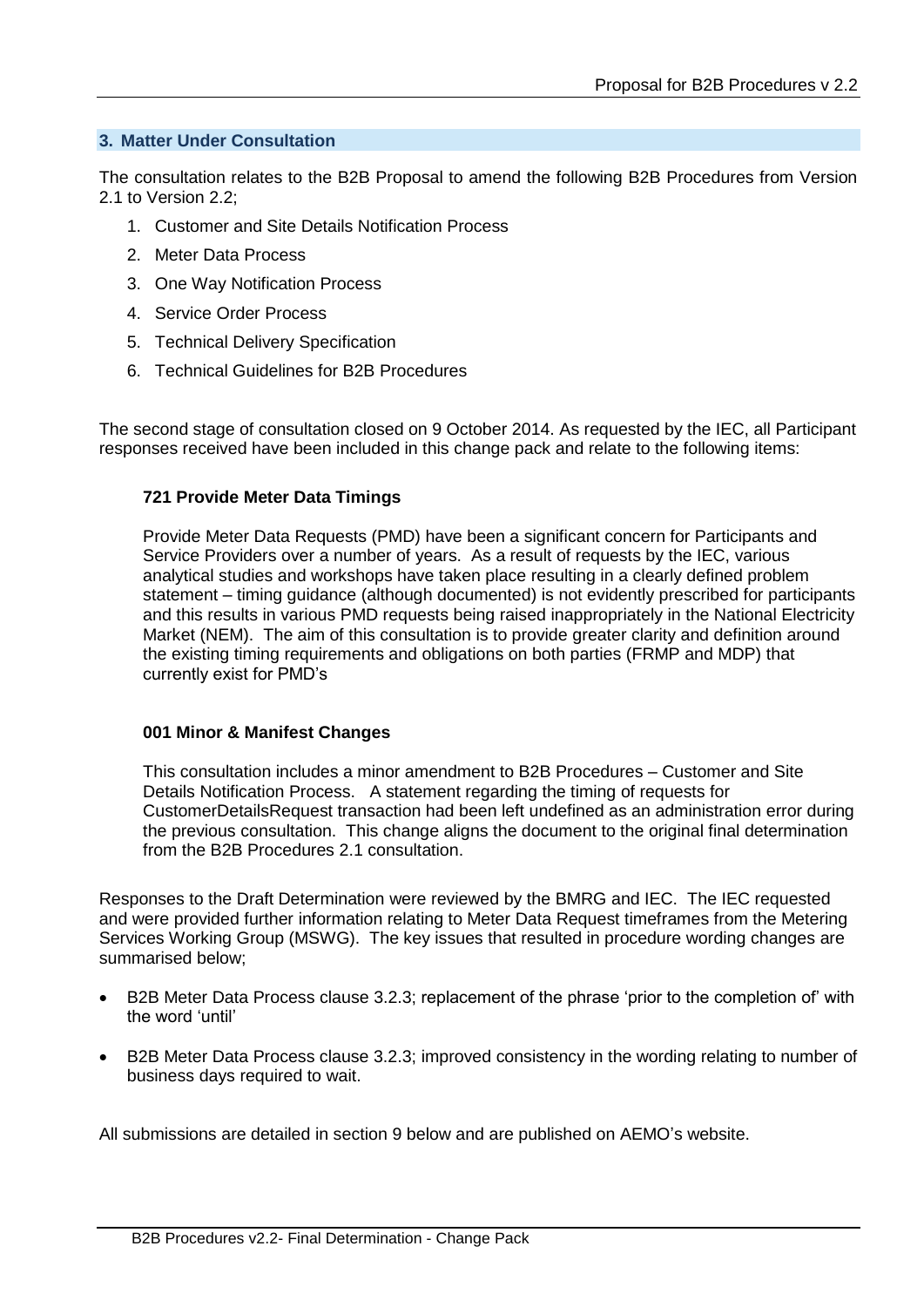## 3. Matter Under Consultation

The consultation relates to the B2B Proposal to amend the following B2B Procedures from Version 2.1 to Version 2.2;

1. Customer and Site Details Notification Process
2. Meter Data Process
3. One Way Notification Process
4. Service Order Process
5. Technical Delivery Specification
6. Technical Guidelines for B2B Procedures

The second stage of consultation closed on 9 October 2014. As requested by the IEC, all Participant responses received have been included in this change pack and relate to the following items:

**721 Provide Meter Data Timings**

Provide Meter Data Requests (PMD) have been a significant concern for Participants and Service Providers over a number of years. As a result of requests by the IEC, various analytical studies and workshops have taken place resulting in a clearly defined problem statement – timing guidance (although documented) is not evidently prescribed for participants and this results in various PMD requests being raised inappropriately in the National Electricity Market (NEM). The aim of this consultation is to provide greater clarity and definition around the existing timing requirements and obligations on both parties (FRMP and MDP) that currently exist for PMD's

**001 Minor & Manifest Changes**

This consultation includes a minor amendment to B2B Procedures – Customer and Site Details Notification Process. A statement regarding the timing of requests for CustomerDetailsRequest transaction had been left undefined as an administration error during the previous consultation. This change aligns the document to the original final determination from the B2B Procedures 2.1 consultation.

Responses to the Draft Determination were reviewed by the BMRG and IEC. The IEC requested and were provided further information relating to Meter Data Request timeframes from the Metering Services Working Group (MSWG). The key issues that resulted in procedure wording changes are summarised below;

- B2B Meter Data Process clause 3.2.3; replacement of the phrase 'prior to the completion of' with the word 'until'
- B2B Meter Data Process clause 3.2.3; improved consistency in the wording relating to number of business days required to wait.

All submissions are detailed in section 9 below and are published on AEMO's website.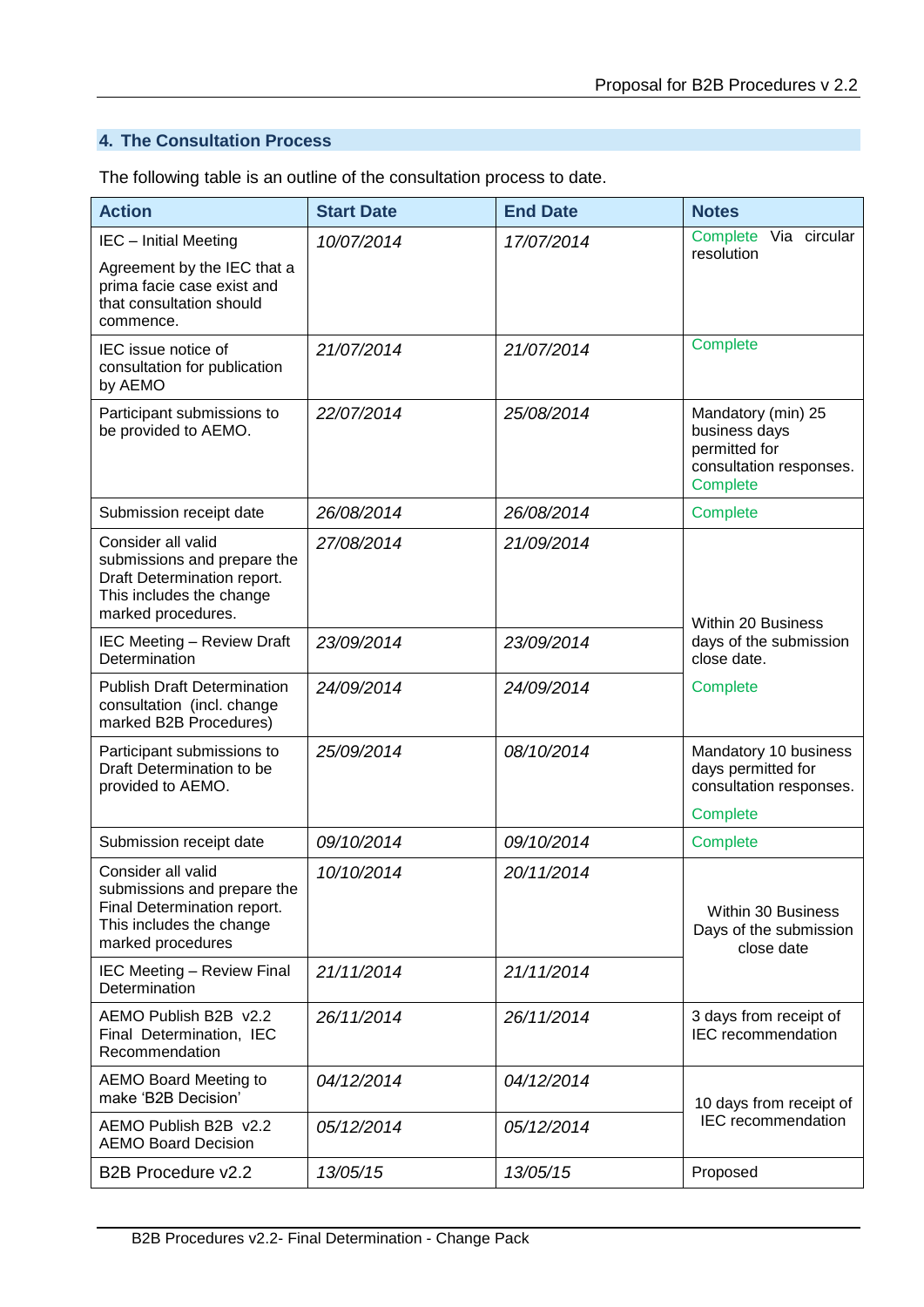## 4. The Consultation Process

The following table is an outline of the consultation process to date.

| Action | Start Date | End Date | Notes |
|---|---|---|---|
| IEC – Initial Meeting<br><br>Agreement by the IEC that a prima facie case exist and that consultation should commence. | *10/07/2014* | *17/07/2014* | Complete Via circular resolution |
| IEC issue notice of consultation for publication by AEMO | *21/07/2014* | *21/07/2014* | Complete |
| Participant submissions to be provided to AEMO. | *22/07/2014* | *25/08/2014* | Mandatory (min) 25 business days permitted for consultation responses. Complete |
| Submission receipt date | *26/08/2014* | *26/08/2014* | Complete |
| Consider all valid submissions and prepare the Draft Determination report. This includes the change marked procedures. | *27/08/2014* | *21/09/2014* | Within 20 Business days of the submission close date.<br><br>Complete |
| IEC Meeting – Review Draft Determination | *23/09/2014* | *23/09/2014* | |
| Publish Draft Determination consultation (incl. change marked B2B Procedures) | *24/09/2014* | *24/09/2014* | |
| Participant submissions to Draft Determination to be provided to AEMO. | *25/09/2014* | *08/10/2014* | Mandatory 10 business days permitted for consultation responses.<br><br>Complete |
| Submission receipt date | *09/10/2014* | *09/10/2014* | Complete |
| Consider all valid submissions and prepare the Final Determination report. This includes the change marked procedures | *10/10/2014* | *20/11/2014* | Within 30 Business Days of the submission close date |
| IEC Meeting – Review Final Determination | *21/11/2014* | *21/11/2014* | |
| AEMO Publish B2B v2.2 Final Determination, IEC Recommendation | *26/11/2014* | *26/11/2014* | 3 days from receipt of IEC recommendation |
| AEMO Board Meeting to make 'B2B Decision' | *04/12/2014* | *04/12/2014* | 10 days from receipt of IEC recommendation |
| AEMO Publish B2B v2.2 AEMO Board Decision | *05/12/2014* | *05/12/2014* | |
| B2B Procedure v2.2 | *13/05/15* | *13/05/15* | Proposed |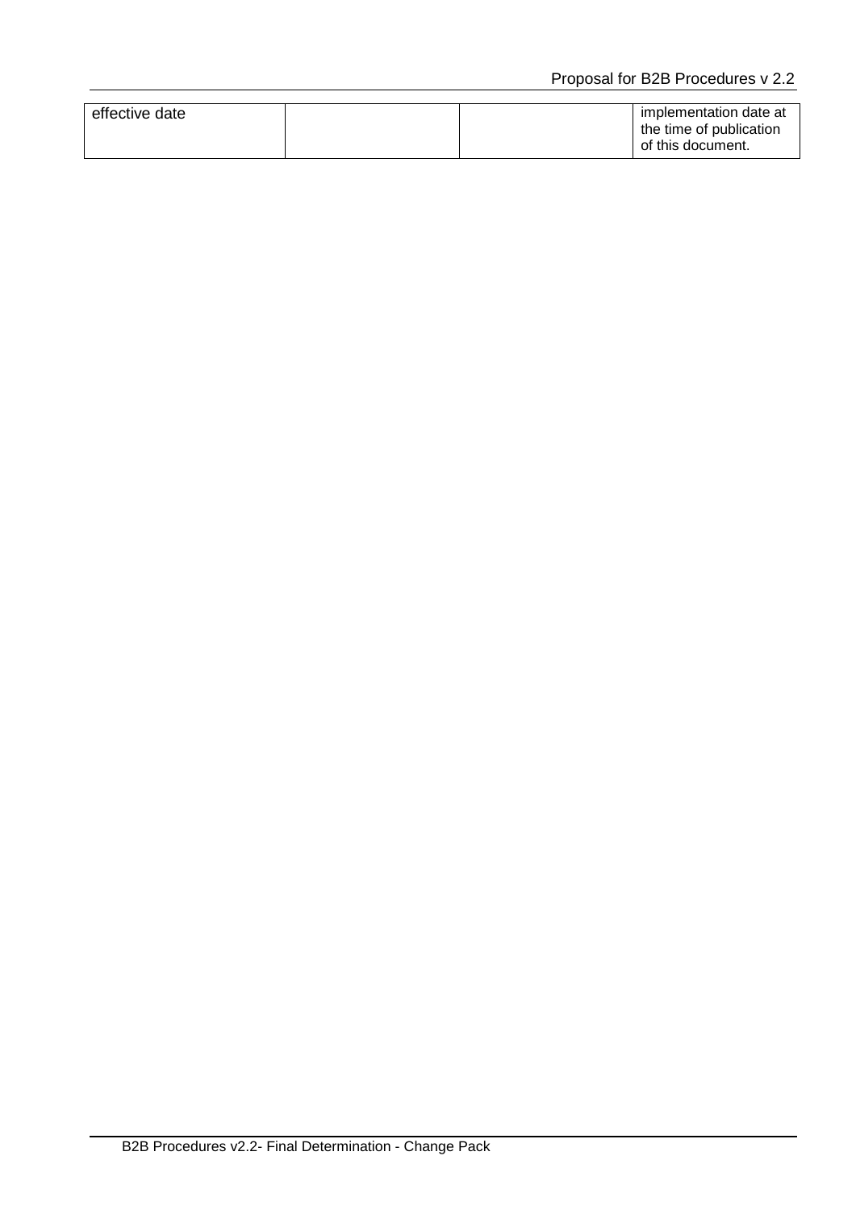| effective date | | | implementation date at the time of publication of this document. |
| --- | --- | --- | --- |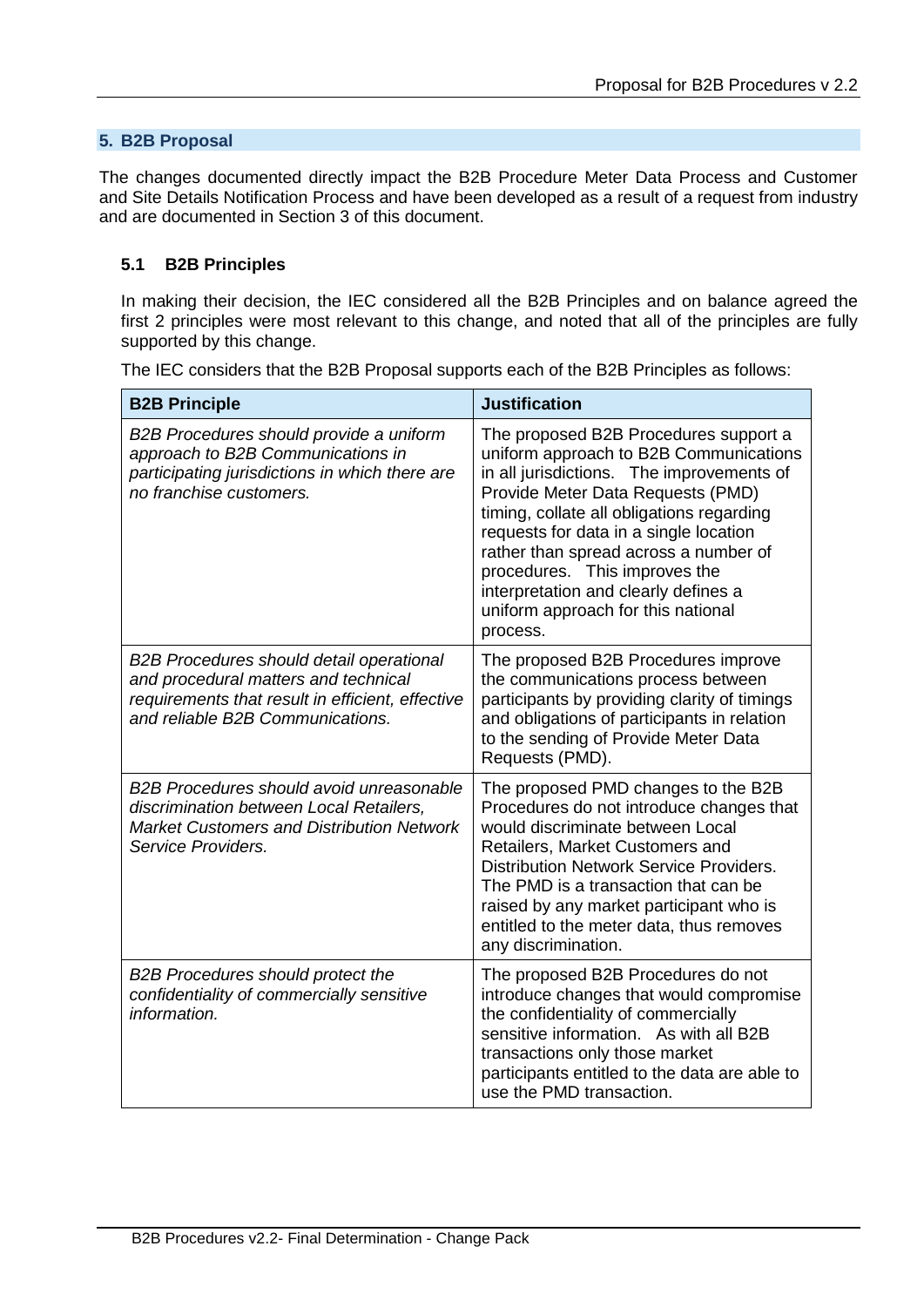## 5. B2B Proposal

The changes documented directly impact the B2B Procedure Meter Data Process and Customer and Site Details Notification Process and have been developed as a result of a request from industry and are documented in Section 3 of this document.

### 5.1 B2B Principles

In making their decision, the IEC considered all the B2B Principles and on balance agreed the first 2 principles were most relevant to this change, and noted that all of the principles are fully supported by this change.

The IEC considers that the B2B Proposal supports each of the B2B Principles as follows:

| B2B Principle | Justification |
|---|---|
| *B2B Procedures should provide a uniform approach to B2B Communications in participating jurisdictions in which there are no franchise customers.* | The proposed B2B Procedures support a uniform approach to B2B Communications in all jurisdictions. The improvements of Provide Meter Data Requests (PMD) timing, collate all obligations regarding requests for data in a single location rather than spread across a number of procedures. This improves the interpretation and clearly defines a uniform approach for this national process. |
| *B2B Procedures should detail operational and procedural matters and technical requirements that result in efficient, effective and reliable B2B Communications.* | The proposed B2B Procedures improve the communications process between participants by providing clarity of timings and obligations of participants in relation to the sending of Provide Meter Data Requests (PMD). |
| *B2B Procedures should avoid unreasonable discrimination between Local Retailers, Market Customers and Distribution Network Service Providers.* | The proposed PMD changes to the B2B Procedures do not introduce changes that would discriminate between Local Retailers, Market Customers and Distribution Network Service Providers. The PMD is a transaction that can be raised by any market participant who is entitled to the meter data, thus removes any discrimination. |
| *B2B Procedures should protect the confidentiality of commercially sensitive information.* | The proposed B2B Procedures do not introduce changes that would compromise the confidentiality of commercially sensitive information. As with all B2B transactions only those market participants entitled to the data are able to use the PMD transaction. |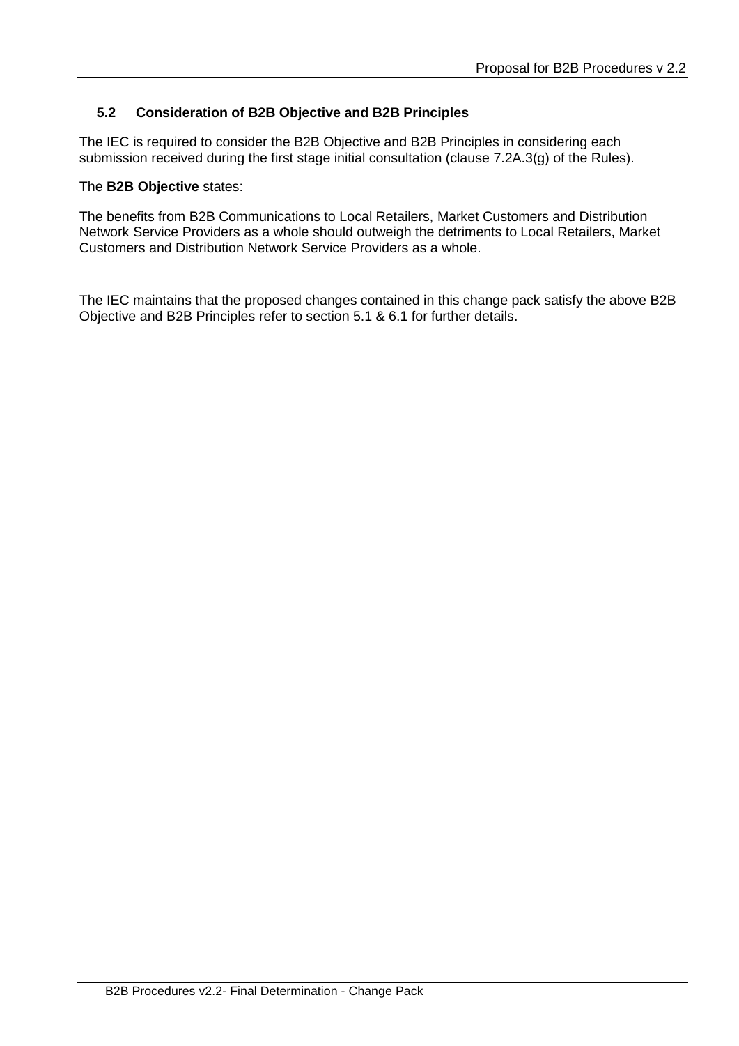## 5.2 Consideration of B2B Objective and B2B Principles

The IEC is required to consider the B2B Objective and B2B Principles in considering each submission received during the first stage initial consultation (clause 7.2A.3(g) of the Rules).

The **B2B Objective** states:

The benefits from B2B Communications to Local Retailers, Market Customers and Distribution Network Service Providers as a whole should outweigh the detriments to Local Retailers, Market Customers and Distribution Network Service Providers as a whole.

The IEC maintains that the proposed changes contained in this change pack satisfy the above B2B Objective and B2B Principles refer to section 5.1 & 6.1 for further details.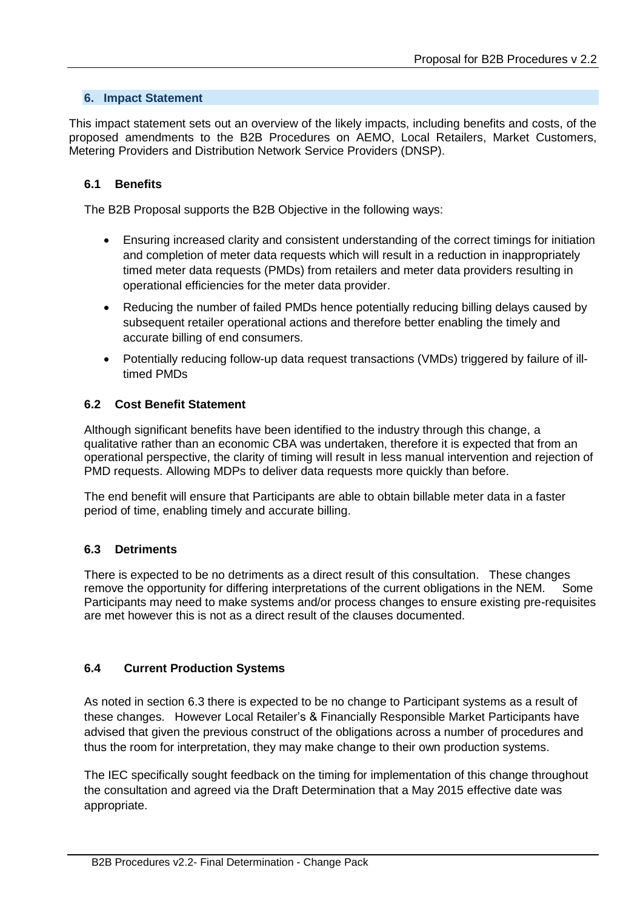## 6. Impact Statement

This impact statement sets out an overview of the likely impacts, including benefits and costs, of the proposed amendments to the B2B Procedures on AEMO, Local Retailers, Market Customers, Metering Providers and Distribution Network Service Providers (DNSP).

### 6.1 Benefits

The B2B Proposal supports the B2B Objective in the following ways:

- Ensuring increased clarity and consistent understanding of the correct timings for initiation and completion of meter data requests which will result in a reduction in inappropriately timed meter data requests (PMDs) from retailers and meter data providers resulting in operational efficiencies for the meter data provider.
- Reducing the number of failed PMDs hence potentially reducing billing delays caused by subsequent retailer operational actions and therefore better enabling the timely and accurate billing of end consumers.
- Potentially reducing follow-up data request transactions (VMDs) triggered by failure of ill-timed PMDs

### 6.2 Cost Benefit Statement

Although significant benefits have been identified to the industry through this change, a qualitative rather than an economic CBA was undertaken, therefore it is expected that from an operational perspective, the clarity of timing will result in less manual intervention and rejection of PMD requests. Allowing MDPs to deliver data requests more quickly than before.

The end benefit will ensure that Participants are able to obtain billable meter data in a faster period of time, enabling timely and accurate billing.

### 6.3 Detriments

There is expected to be no detriments as a direct result of this consultation. These changes remove the opportunity for differing interpretations of the current obligations in the NEM. Some Participants may need to make systems and/or process changes to ensure existing pre-requisites are met however this is not as a direct result of the clauses documented.

### 6.4 Current Production Systems

As noted in section 6.3 there is expected to be no change to Participant systems as a result of these changes. However Local Retailer's & Financially Responsible Market Participants have advised that given the previous construct of the obligations across a number of procedures and thus the room for interpretation, they may make change to their own production systems.

The IEC specifically sought feedback on the timing for implementation of this change throughout the consultation and agreed via the Draft Determination that a May 2015 effective date was appropriate.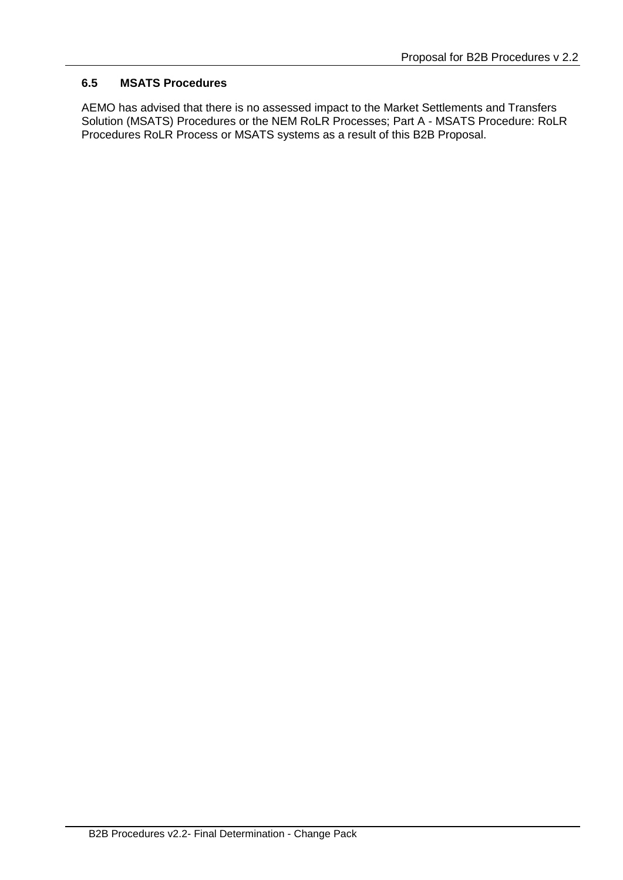### 6.5 MSATS Procedures

AEMO has advised that there is no assessed impact to the Market Settlements and Transfers Solution (MSATS) Procedures or the NEM RoLR Processes; Part A - MSATS Procedure: RoLR Procedures RoLR Process or MSATS systems as a result of this B2B Proposal.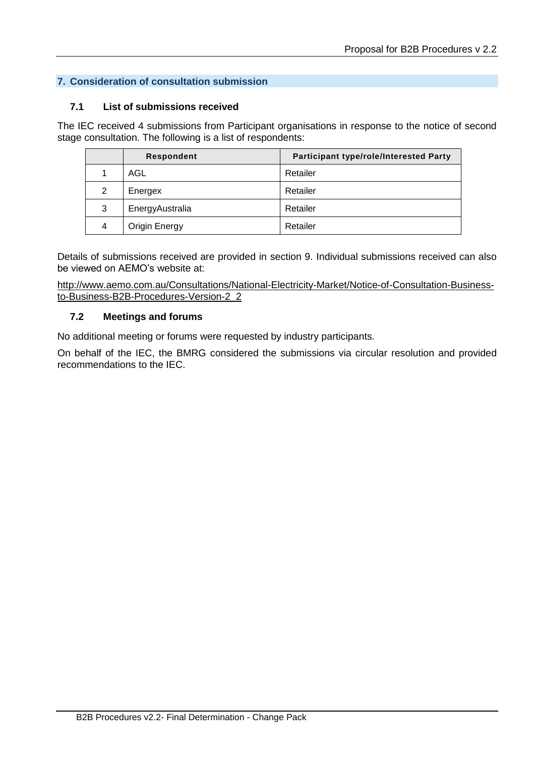## 7. Consideration of consultation submission

### 7.1 List of submissions received

The IEC received 4 submissions from Participant organisations in response to the notice of second stage consultation. The following is a list of respondents:

| | Respondent | Participant type/role/Interested Party |
|---|---|---|
| 1 | AGL | Retailer |
| 2 | Energex | Retailer |
| 3 | EnergyAustralia | Retailer |
| 4 | Origin Energy | Retailer |

Details of submissions received are provided in section 9. Individual submissions received can also be viewed on AEMO's website at:

http://www.aemo.com.au/Consultations/National-Electricity-Market/Notice-of-Consultation-Business-to-Business-B2B-Procedures-Version-2_2

### 7.2 Meetings and forums

No additional meeting or forums were requested by industry participants.

On behalf of the IEC, the BMRG considered the submissions via circular resolution and provided recommendations to the IEC.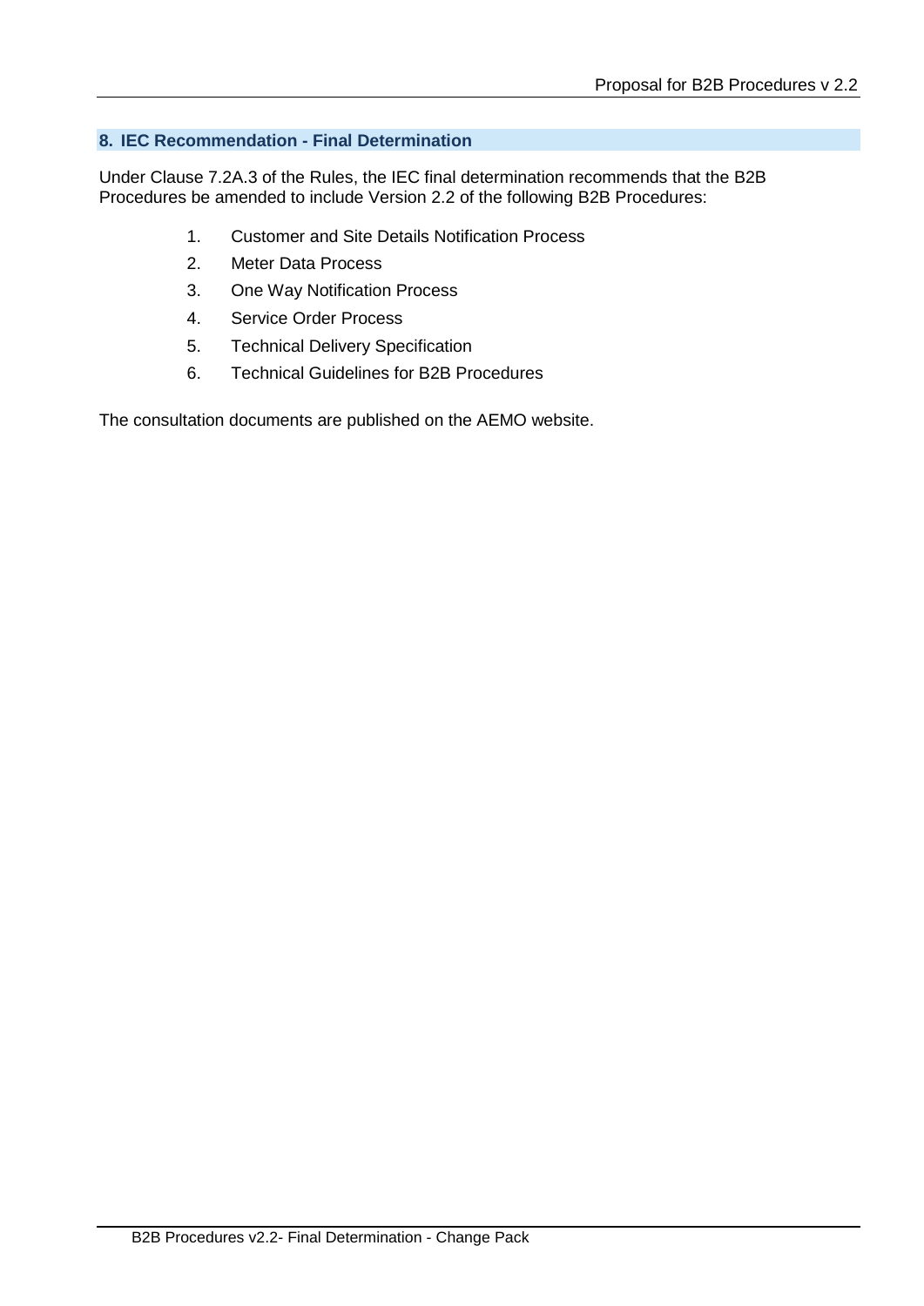## 8. IEC Recommendation - Final Determination

Under Clause 7.2A.3 of the Rules, the IEC final determination recommends that the B2B Procedures be amended to include Version 2.2 of the following B2B Procedures:

1. Customer and Site Details Notification Process
2. Meter Data Process
3. One Way Notification Process
4. Service Order Process
5. Technical Delivery Specification
6. Technical Guidelines for B2B Procedures

The consultation documents are published on the AEMO website.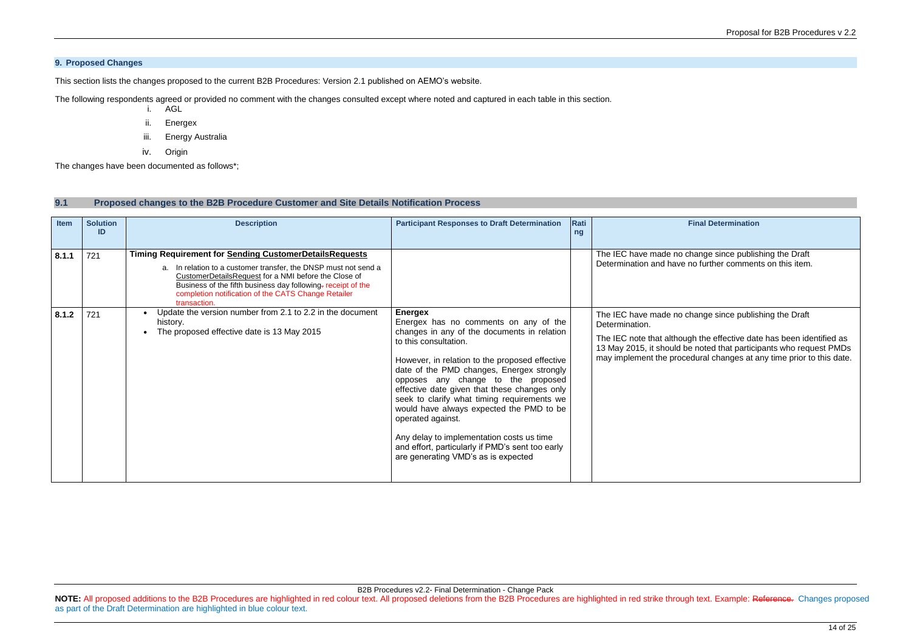## 9. Proposed Changes

This section lists the changes proposed to the current B2B Procedures: Version 2.1 published on AEMO's website.

The following respondents agreed or provided no comment with the changes consulted except where noted and captured in each table in this section.

i. AGL

ii. Energex

iii. Energy Australia

iv. Origin

The changes have been documented as follows*;

### 9.1 Proposed changes to the B2B Procedure Customer and Site Details Notification Process

| Item | Solution ID | Description | Participant Responses to Draft Determination | Rating | Final Determination |
|---|---|---|---|---|---|
| **8.1.1** | 721 | **Timing Requirement for Sending CustomerDetailsRequests**<br>a. In relation to a customer transfer, the DNSP must not send a CustomerDetailsRequest for a NMI before the Close of Business of the fifth business day following ~~-~~ receipt of the completion notification of the CATS Change Retailer transaction. | | | The IEC have made no change since publishing the Draft Determination and have no further comments on this item. |
| **8.1.2** | 721 | • Update the version number from 2.1 to 2.2 in the document history.<br>• The proposed effective date is 13 May 2015 | **Energex**<br>Energex has no comments on any of the changes in any of the documents in relation to this consultation.<br><br>However, in relation to the proposed effective date of the PMD changes, Energex strongly opposes any change to the proposed effective date given that these changes only seek to clarify what timing requirements we would have always expected the PMD to be operated against.<br><br>Any delay to implementation costs us time and effort, particularly if PMD's sent too early are generating VMD's as is expected | | The IEC have made no change since publishing the Draft Determination.<br><br>The IEC note that although the effective date has been identified as 13 May 2015, it should be noted that participants who request PMDs may implement the procedural changes at any time prior to this date. |

**NOTE:** All proposed additions to the B2B Procedures are highlighted in red colour text. All proposed deletions from the B2B Procedures are highlighted in red strike through text. Example: ~~Reference.~~ Changes proposed as part of the Draft Determination are highlighted in blue colour text.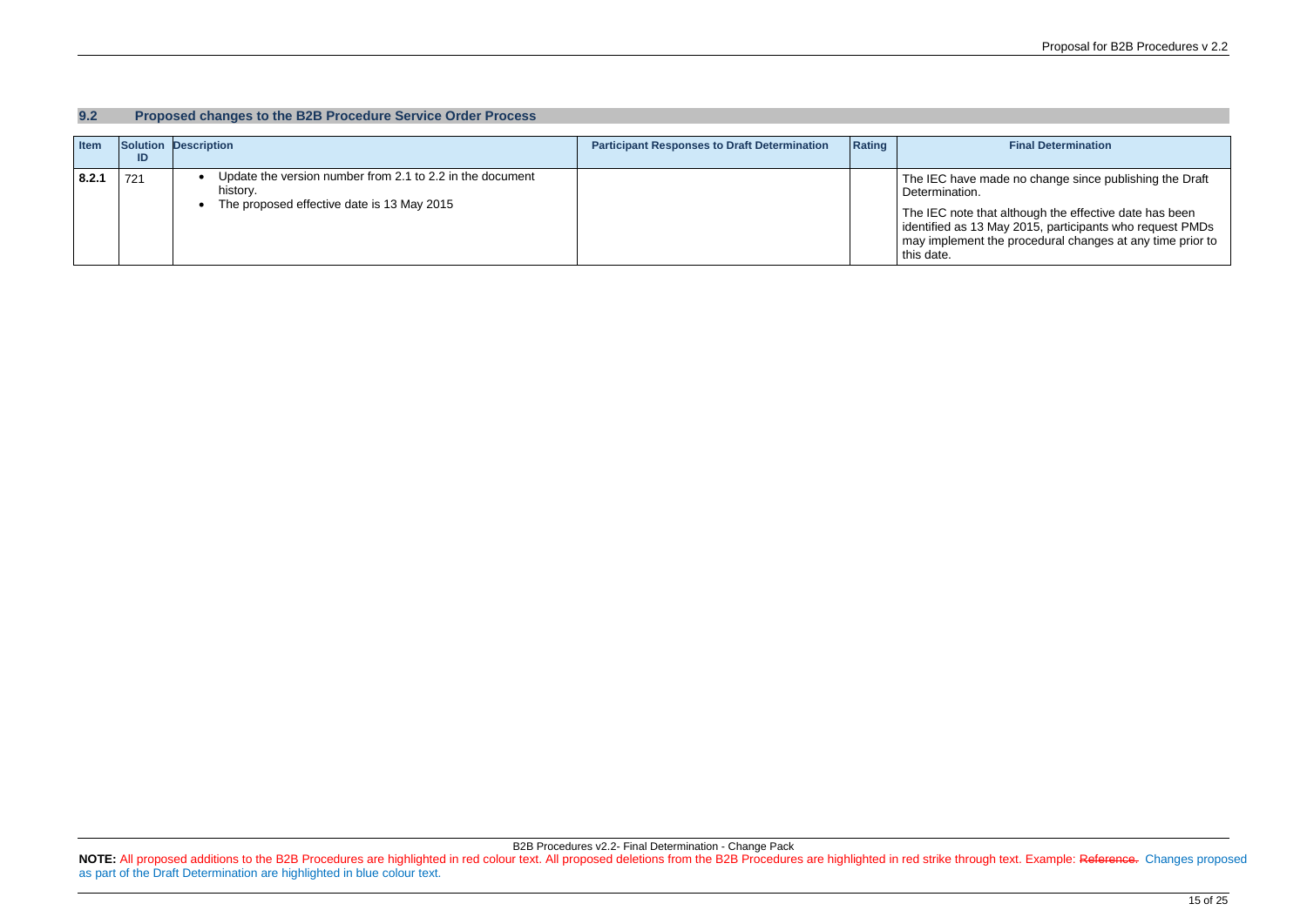## 9.2 Proposed changes to the B2B Procedure Service Order Process

| Item | Solution ID | Description | Participant Responses to Draft Determination | Rating | Final Determination |
|---|---|---|---|---|---|
| 8.2.1 | 721 | • Update the version number from 2.1 to 2.2 in the document history.<br>• The proposed effective date is 13 May 2015 | | | The IEC have made no change since publishing the Draft Determination.<br><br>The IEC note that although the effective date has been identified as 13 May 2015, participants who request PMDs may implement the procedural changes at any time prior to this date. |

B2B Procedures v2.2- Final Determination - Change Pack

**NOTE:** All proposed additions to the B2B Procedures are highlighted in red colour text. All proposed deletions from the B2B Procedures are highlighted in red strike through text. Example: ~~Reference.~~ Changes proposed as part of the Draft Determination are highlighted in blue colour text.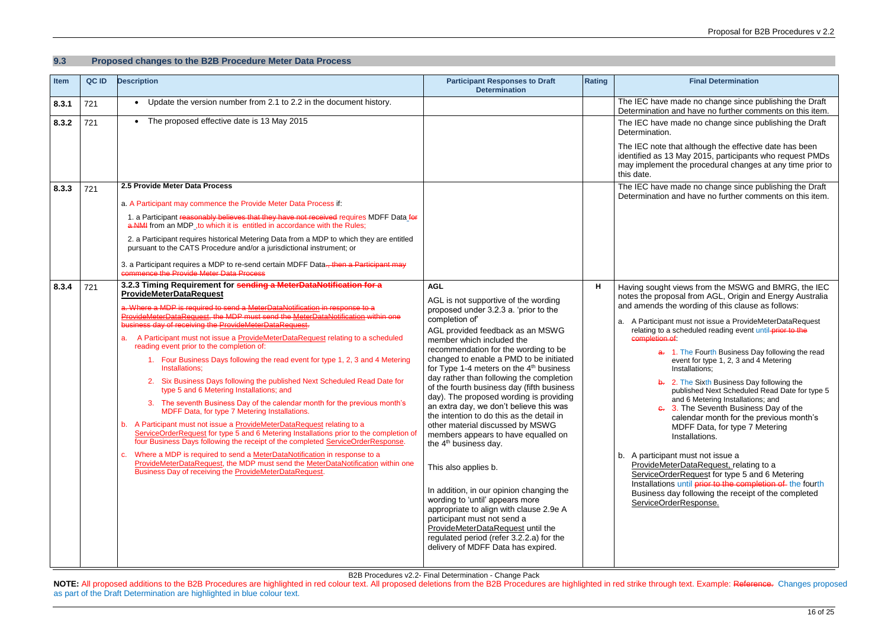## 9.3 Proposed changes to the B2B Procedure Meter Data Process

| Item | QC ID | Description | Participant Responses to Draft Determination | Rating | Final Determination |
|---|---|---|---|---|---|
| 8.3.1 | 721 | • Update the version number from 2.1 to 2.2 in the document history. | | | The IEC have made no change since publishing the Draft Determination and have no further comments on this item. |
| 8.3.2 | 721 | • The proposed effective date is 13 May 2015 | | | The IEC have made no change since publishing the Draft Determination.<br><br>The IEC note that although the effective date has been identified as 13 May 2015, participants who request PMDs may implement the procedural changes at any time prior to this date. |
| 8.3.3 | 721 | **2.5 Provide Meter Data Process**<br><br>a. A Participant may commence the Provide Meter Data Process if:<br><br>1. a Participant ~~reasonably believes that they have not received~~ requires MDFF Data ~~for a NMI~~ from an MDP ,to which it is entitled in accordance with the Rules;<br><br>2. a Participant requires historical Metering Data from a MDP to which they are entitled pursuant to the CATS Procedure and/or a jurisdictional instrument; or<br><br>3. a Participant requires a MDP to re-send certain MDFF Data~~., then a Participant may commence the Provide Meter Data Process~~ | | | The IEC have made no change since publishing the Draft Determination and have no further comments on this item. |
| 8.3.4 | 721 | **3.2.3 Timing Requirement for ~~sending a MeterDataNotification for a~~ ProvideMeterDataRequest**<br><br>~~a. Where a MDP is required to send a MeterDataNotification in response to a ProvideMeterDataRequest, the MDP must send the MeterDataNotification within one business day of receiving the ProvideMeterDataRequest.~~<br><br>a. A Participant must not issue a ProvideMeterDataRequest relating to a scheduled reading event prior to the completion of:<br><br>1. Four Business Days following the read event for type 1, 2, 3 and 4 Metering Installations;<br><br>2. Six Business Days following the published Next Scheduled Read Date for type 5 and 6 Metering Installations; and<br><br>3. The seventh Business Day of the calendar month for the previous month's MDFF Data, for type 7 Metering Installations.<br><br>b. A Participant must not issue a ProvideMeterDataRequest relating to a ServiceOrderRequest for type 5 and 6 Metering Installations prior to the completion of four Business Days following the receipt of the completed ServiceOrderResponse.<br><br>c. Where a MDP is required to send a MeterDataNotification in response to a ProvideMeterDataRequest, the MDP must send the MeterDataNotification within one Business Day of receiving the ProvideMeterDataRequest. | **AGL**<br><br>AGL is not supportive of the wording proposed under 3.2.3 a. 'prior to the completion of'<br><br>AGL provided feedback as an MSWG member which included the recommendation for the wording to be changed to enable a PMD to be initiated for Type 1-4 meters on the 4th business day rather than following the completion of the fourth business day (fifth business day). The proposed wording is providing an extra day, we don't believe this was the intention to do this as the detail in other material discussed by MSWG members appears to have equalled on the 4th business day.<br><br>This also applies b.<br><br>In addition, in our opinion changing the wording to 'until' appears more appropriate to align with clause 2.9e A participant must not send a ProvideMeterDataRequest until the regulated period (refer 3.2.2.a) for the delivery of MDFF Data has expired. | H | Having sought views from the MSWG and BMRG, the IEC notes the proposal from AGL, Origin and Energy Australia and amends the wording of this clause as follows:<br><br>a. A Participant must not issue a ProvideMeterDataRequest relating to a scheduled reading event until ~~prior to the completion of~~:<br><br>~~a.~~ 1. The Fourth Business Day following the read event for type 1, 2, 3 and 4 Metering Installations;<br><br>~~b.~~ 2. The Sixth Business Day following the published Next Scheduled Read Date for type 5 and 6 Metering Installations; and<br><br>~~c.~~ 3. The Seventh Business Day of the calendar month for the previous month's MDFF Data, for type 7 Metering Installations.<br><br>b. A participant must not issue a ProvideMeterDataRequest, relating to a ServiceOrderRequest for type 5 and 6 Metering Installations until ~~prior to the completion of~~ the fourth Business day following the receipt of the completed ServiceOrderResponse. |

B2B Procedures v2.2- Final Determination - Change Pack

**NOTE:** All proposed additions to the B2B Procedures are highlighted in red colour text. All proposed deletions from the B2B Procedures are highlighted in red strike through text. Example: ~~Reference.~~ Changes proposed as part of the Draft Determination are highlighted in blue colour text.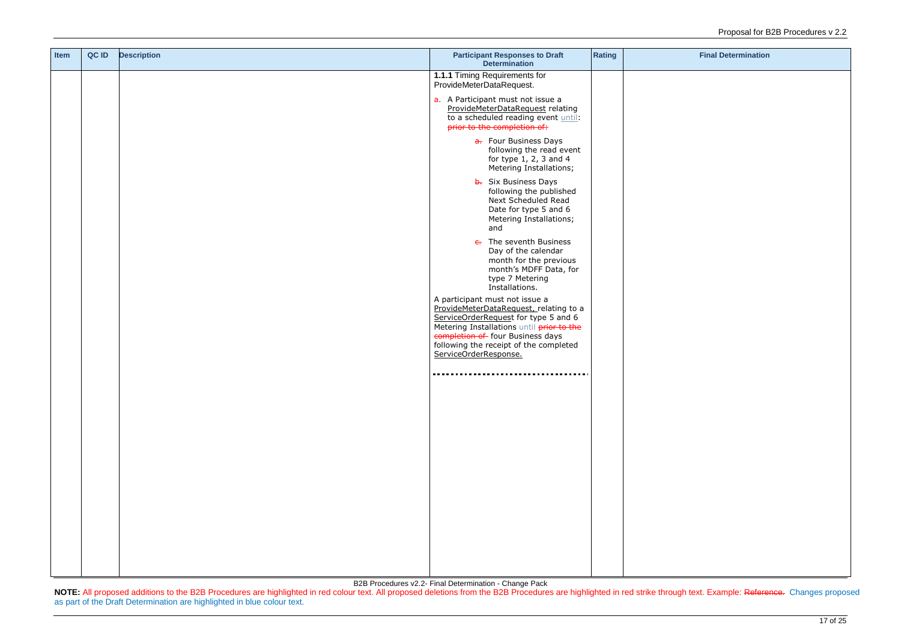| Item | QC ID | Description | Participant Responses to Draft Determination | Rating | Final Determination |
|---|---|---|---|---|---|
| | | | **1.1.1** Timing Requirements for ProvideMeterDataRequest.<br><br>a. A Participant must not issue a ProvideMeterDataRequest relating to a scheduled reading event until: ~~prior to the completion of:~~<br><br>~~a.~~ Four Business Days following the read event for type 1, 2, 3 and 4 Metering Installations;<br><br>~~b.~~ Six Business Days following the published Next Scheduled Read Date for type 5 and 6 Metering Installations; and<br><br>~~c.~~ The seventh Business Day of the calendar month for the previous month's MDFF Data, for type 7 Metering Installations.<br><br>A participant must not issue a ProvideMeterDataRequest, relating to a ServiceOrderRequest for type 5 and 6 Metering Installations until ~~prior to the completion of~~ four Business days following the receipt of the completed ServiceOrderResponse. | | |

B2B Procedures v2.2- Final Determination - Change Pack

**NOTE:** All proposed additions to the B2B Procedures are highlighted in red colour text. All proposed deletions from the B2B Procedures are highlighted in red strike through text. Example: ~~Reference.~~ Changes proposed as part of the Draft Determination are highlighted in blue colour text.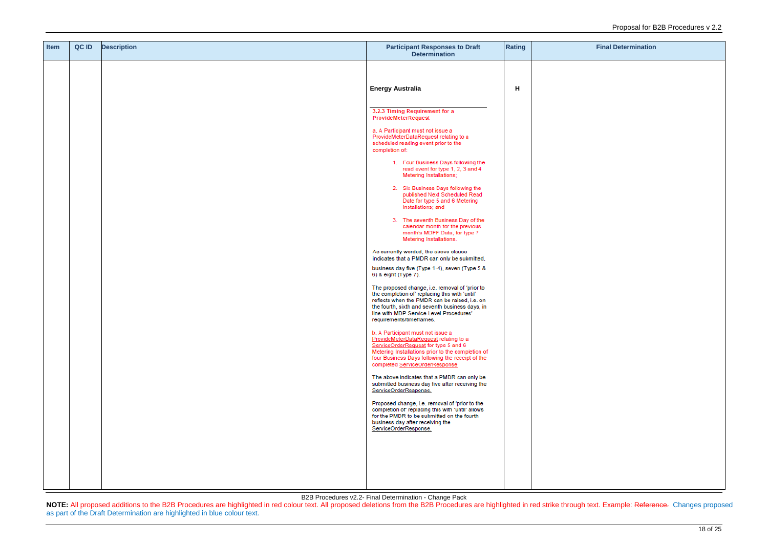| Item | QC ID | Description | Participant Responses to Draft Determination | Rating | Final Determination |
|---|---|---|---|---|---|
| | | | **Energy Australia**<br><br>**3.2.3 Timing Requirement for a ProvideMeterRequest**<br><br>a. A Participant must not issue a ProvideMeterDataRequest relating to a scheduled reading event prior to the completion of:<br><br>1. Four Business Days following the read event for type 1, 2, 3 and 4 Metering Installations;<br>2. Six Business Days following the published Next Scheduled Read Date for type 5 and 6 Metering Installations; and<br>3. The seventh Business Day of the calendar month for the previous month's MDFF Data, for type 7 Metering Installations.<br><br>As currently worded, the above clause indicates that a PMDR can only be submitted,<br><br>business day five (Type 1-4), seven (Type 5 & 6) & eight (Type 7).<br><br>The proposed change, i.e. removal of 'prior to the completion of' replacing this with 'until' reflects when the PMDR can be raised, i.e. on the fourth, sixth and seventh business days, in line with MDP Service Level Procedures' requirements/timeframes.<br><br>b. A Participant must not issue a ProvideMeterDataRequest relating to a ServiceOrderRequest for type 5 and 6 Metering Installations prior to the completion of four Business Days following the receipt of the completed ServiceOrderResponse<br><br>The above indicates that a PMDR can only be submitted business day five after receiving the ServiceOrderResponse.<br><br>Proposed change, i.e. removal of 'prior to the completion of' replacing this with 'until' allows for the PMDR to be submitted on the fourth business day after receiving the ServiceOrderResponse. | H | |

B2B Procedures v2.2- Final Determination - Change Pack

**NOTE:** All proposed additions to the B2B Procedures are highlighted in red colour text. All proposed deletions from the B2B Procedures are highlighted in red strike through text. Example: ~~Reference.~~ Changes proposed as part of the Draft Determination are highlighted in blue colour text.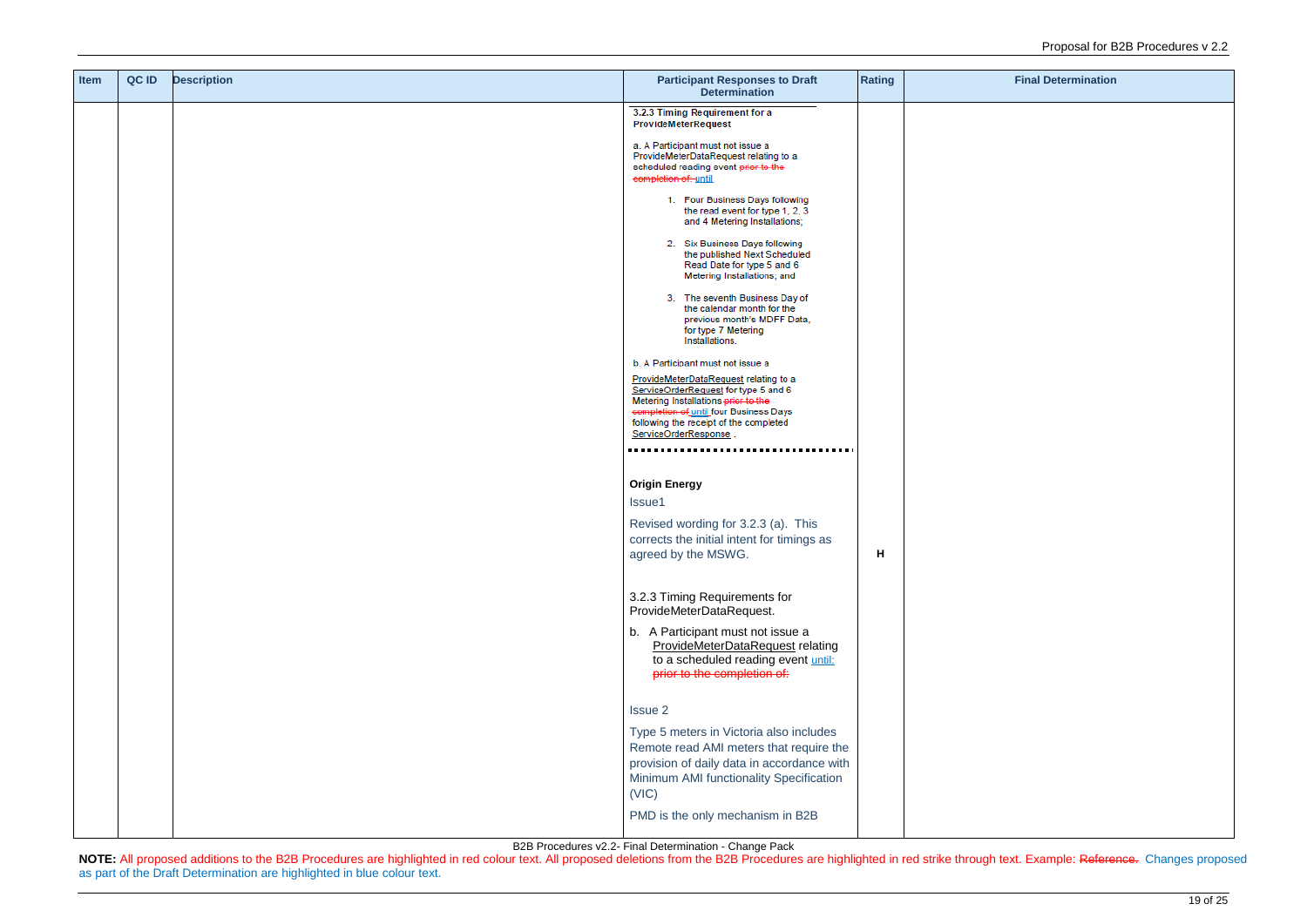| Item | QC ID | Description | Participant Responses to Draft Determination | Rating | Final Determination |
|---|---|---|---|---|---|
| | | | **3.2.3 Timing Requirement for a ProvideMeterRequest**<br><br>a. A Participant must not issue a ProvideMeterDataRequest relating to a scheduled reading event ~~prior to the completion of:~~ until<br><br>1. Four Business Days following the read event for type 1, 2, 3 and 4 Metering Installations;<br>2. Six Business Days following the published Next Scheduled Read Date for type 5 and 6 Metering Installations; and<br>3. The seventh Business Day of the calendar month for the previous month's MDFF Data, for type 7 Metering Installations.<br><br>b. A Participant must not issue a ProvideMeterDataRequest relating to a ServiceOrderRequest for type 5 and 6 Metering Installations ~~prior to the completion of~~ until four Business Days following the receipt of the completed ServiceOrderResponse .<br><br>**Origin Energy**<br><br>Issue1<br><br>Revised wording for 3.2.3 (a). This corrects the initial intent for timings as agreed by the MSWG.<br><br>3.2.3 Timing Requirements for ProvideMeterDataRequest.<br><br>b. A Participant must not issue a ProvideMeterDataRequest relating to a scheduled reading event until: ~~prior to the completion of:~~<br><br>Issue 2<br><br>Type 5 meters in Victoria also includes Remote read AMI meters that require the provision of daily data in accordance with Minimum AMI functionality Specification (VIC)<br><br>PMD is the only mechanism in B2B | H | |

B2B Procedures v2.2- Final Determination - Change Pack

**NOTE:** All proposed additions to the B2B Procedures are highlighted in red colour text. All proposed deletions from the B2B Procedures are highlighted in red strike through text. Example: ~~Reference.~~ Changes proposed as part of the Draft Determination are highlighted in blue colour text.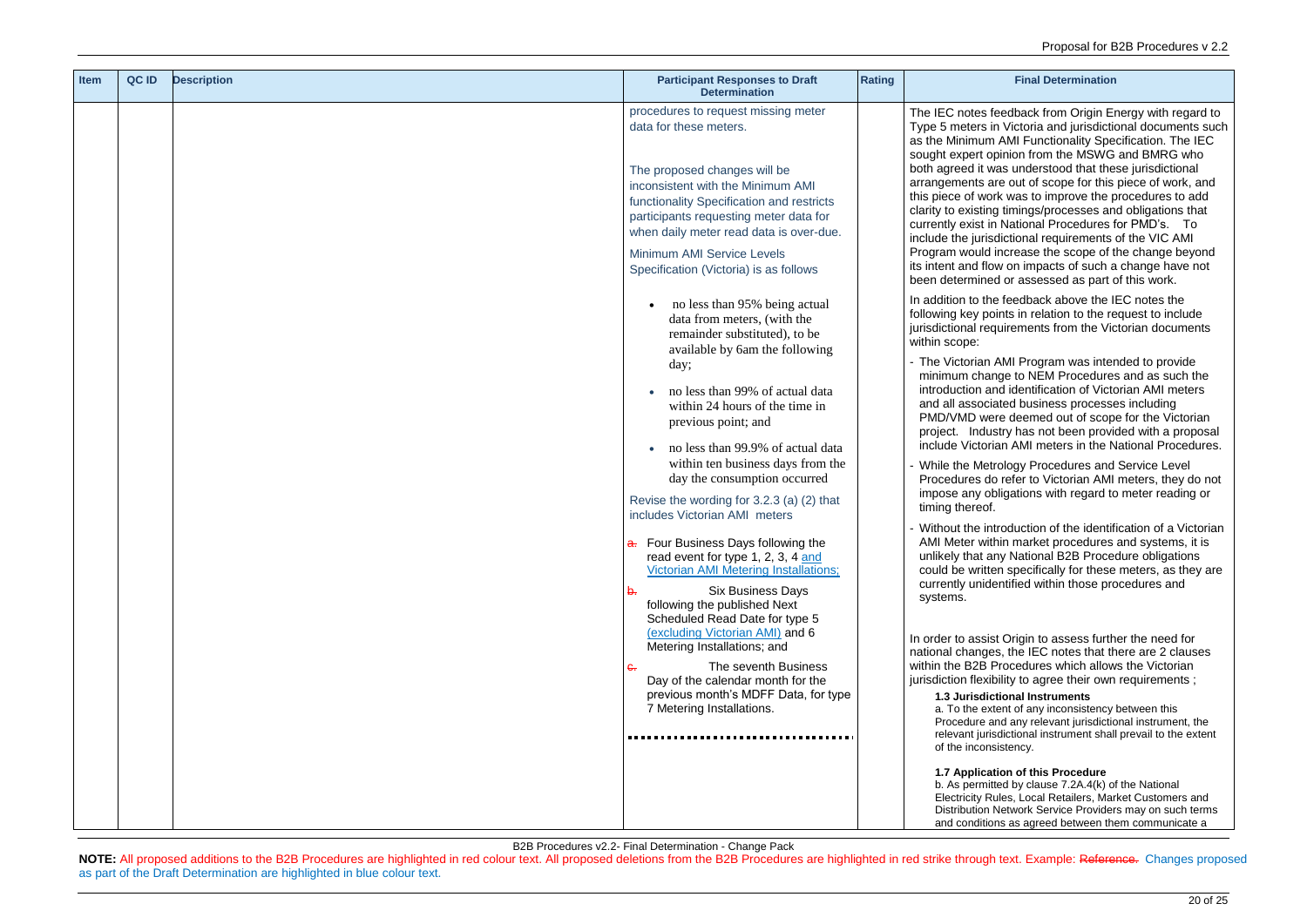| Item | QC ID | Description | Participant Responses to Draft Determination | Rating | Final Determination |
|---|---|---|---|---|---|
| | | | procedures to request missing meter data for these meters.<br><br>The proposed changes will be inconsistent with the Minimum AMI functionality Specification and restricts participants requesting meter data for when daily meter read data is over-due.<br><br>Minimum AMI Service Levels Specification (Victoria) is as follows<br><br>• no less than 95% being actual data from meters, (with the remainder substituted), to be available by 6am the following day;<br>• no less than 99% of actual data within 24 hours of the time in previous point; and<br>• no less than 99.9% of actual data within ten business days from the day the consumption occurred<br><br>Revise the wording for 3.2.3 (a) (2) that includes Victorian AMI meters<br><br>~~a.~~ Four Business Days following the read event for type 1, 2, 3, 4 and Victorian AMI Metering Installations;<br>~~b.~~ Six Business Days following the published Next Scheduled Read Date for type 5 (excluding Victorian AMI) and 6 Metering Installations; and<br>~~c.~~ The seventh Business Day of the calendar month for the previous month's MDFF Data, for type 7 Metering Installations. | | The IEC notes feedback from Origin Energy with regard to Type 5 meters in Victoria and jurisdictional documents such as the Minimum AMI Functionality Specification. The IEC sought expert opinion from the MSWG and BMRG who both agreed it was understood that these jurisdictional arrangements are out of scope for this piece of work, and this piece of work was to improve the procedures to add clarity to existing timings/processes and obligations that currently exist in National Procedures for PMD's. To include the jurisdictional requirements of the VIC AMI Program would increase the scope of the change beyond its intent and flow on impacts of such a change have not been determined or assessed as part of this work.<br><br>In addition to the feedback above the IEC notes the following key points in relation to the request to include jurisdictional requirements from the Victorian documents within scope:<br><br>- The Victorian AMI Program was intended to provide minimum change to NEM Procedures and as such the introduction and identification of Victorian AMI meters and all associated business processes including PMD/VMD were deemed out of scope for the Victorian project. Industry has not been provided with a proposal include Victorian AMI meters in the National Procedures.<br>- While the Metrology Procedures and Service Level Procedures do refer to Victorian AMI meters, they do not impose any obligations with regard to meter reading or timing thereof.<br>- Without the introduction of the identification of a Victorian AMI Meter within market procedures and systems, it is unlikely that any National B2B Procedure obligations could be written specifically for these meters, as they are currently unidentified within those procedures and systems.<br><br>In order to assist Origin to assess further the need for national changes, the IEC notes that there are 2 clauses within the B2B Procedures which allows the Victorian jurisdiction flexibility to agree their own requirements ;<br><br>**1.3 Jurisdictional Instruments**<br>a. To the extent of any inconsistency between this Procedure and any relevant jurisdictional instrument, the relevant jurisdictional instrument shall prevail to the extent of the inconsistency.<br><br>**1.7 Application of this Procedure**<br>b. As permitted by clause 7.2A.4(k) of the National Electricity Rules, Local Retailers, Market Customers and Distribution Network Service Providers may on such terms and conditions as agreed between them communicate a |

B2B Procedures v2.2- Final Determination - Change Pack

**NOTE:** All proposed additions to the B2B Procedures are highlighted in red colour text. All proposed deletions from the B2B Procedures are highlighted in red strike through text. Example: ~~Reference.~~ Changes proposed as part of the Draft Determination are highlighted in blue colour text.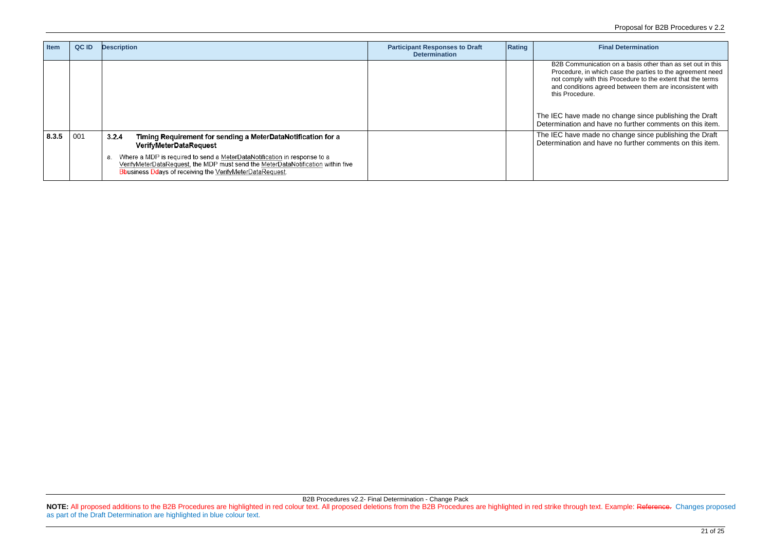| Item | QC ID | Description | Participant Responses to Draft Determination | Rating | Final Determination |
|---|---|---|---|---|---|
| | | | | | B2B Communication on a basis other than as set out in this Procedure, in which case the parties to the agreement need not comply with this Procedure to the extent that the terms and conditions agreed between them are inconsistent with this Procedure.<br><br>The IEC have made no change since publishing the Draft Determination and have no further comments on this item. |
| 8.3.5 | 001 | **3.2.4 Timing Requirement for sending a MeterDataNotification for a VerifyMeterDataRequest**<br><br>a. Where a MDP is required to send a MeterDataNotification in response to a VerifyMeterDataRequest, the MDP must send the MeterDataNotification within five ~~B~~business ~~D~~days of receiving the VerifyMeterDataRequest. | | | The IEC have made no change since publishing the Draft Determination and have no further comments on this item. |

B2B Procedures v2.2- Final Determination - Change Pack

**NOTE:** All proposed additions to the B2B Procedures are highlighted in red colour text. All proposed deletions from the B2B Procedures are highlighted in red strike through text. Example: ~~Reference.~~ Changes proposed as part of the Draft Determination are highlighted in blue colour text.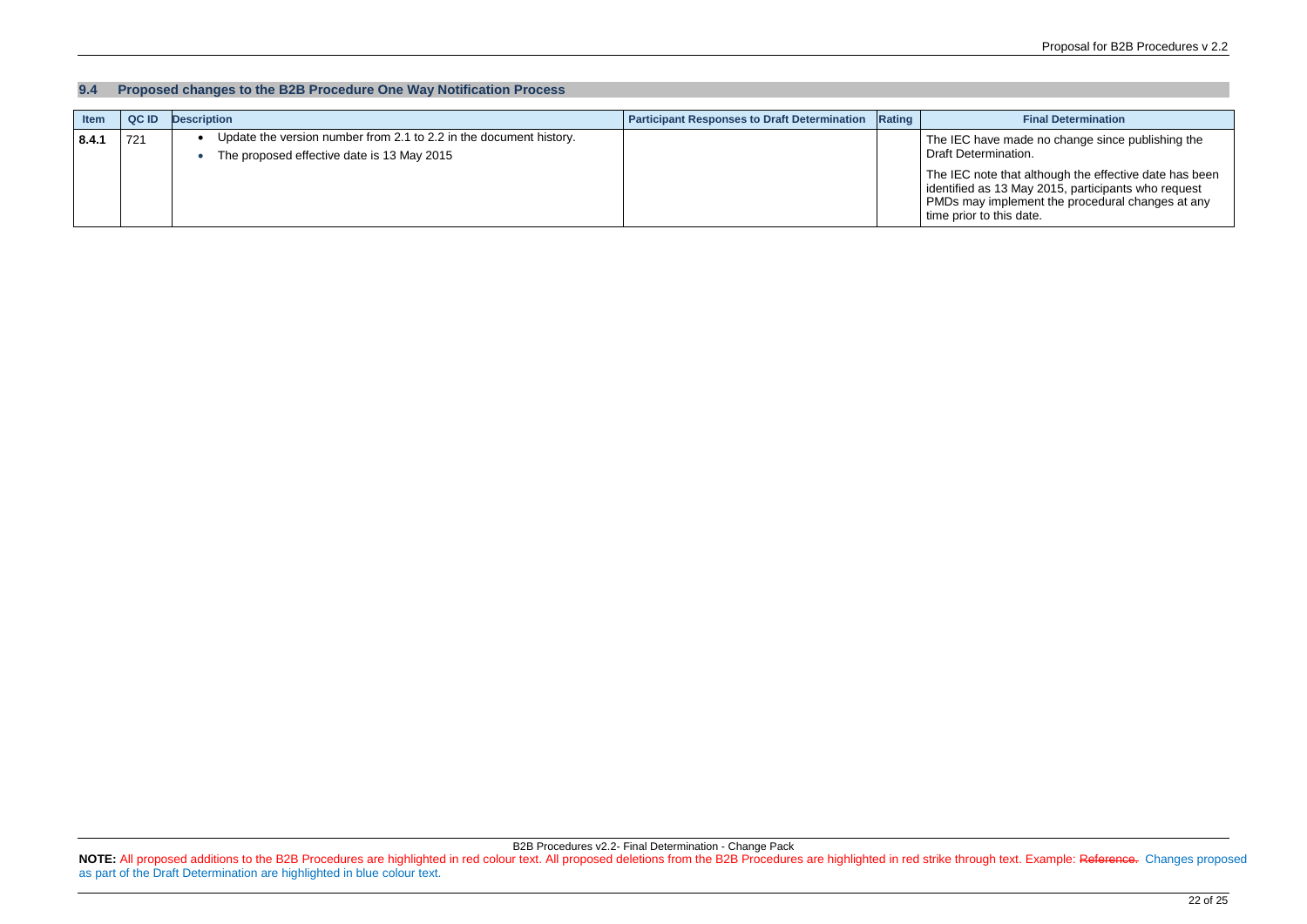## 9.4 Proposed changes to the B2B Procedure One Way Notification Process

| Item | QC ID | Description | Participant Responses to Draft Determination | Rating | Final Determination |
|---|---|---|---|---|---|
| **8.4.1** | 721 | • Update the version number from 2.1 to 2.2 in the document history.<br>• The proposed effective date is 13 May 2015 | | | The IEC have made no change since publishing the Draft Determination.<br><br>The IEC note that although the effective date has been identified as 13 May 2015, participants who request PMDs may implement the procedural changes at any time prior to this date. |

B2B Procedures v2.2- Final Determination - Change Pack

**NOTE:** All proposed additions to the B2B Procedures are highlighted in red colour text. All proposed deletions from the B2B Procedures are highlighted in red strike through text. Example: ~~Reference.~~ Changes proposed as part of the Draft Determination are highlighted in blue colour text.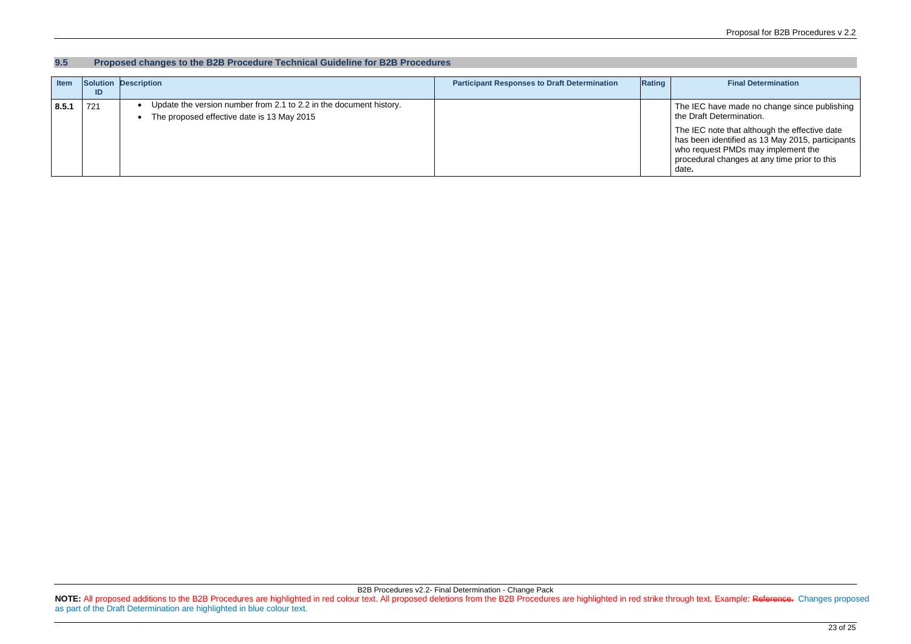## 9.5 Proposed changes to the B2B Procedure Technical Guideline for B2B Procedures

| Item | Solution ID | Description | Participant Responses to Draft Determination | Rating | Final Determination |
|---|---|---|---|---|---|
| **8.5.1** | 721 | • Update the version number from 2.1 to 2.2 in the document history.<br>• The proposed effective date is 13 May 2015 | | | The IEC have made no change since publishing the Draft Determination.<br><br>The IEC note that although the effective date has been identified as 13 May 2015, participants who request PMDs may implement the procedural changes at any time prior to this date. |

B2B Procedures v2.2- Final Determination - Change Pack

**NOTE:** All proposed additions to the B2B Procedures are highlighted in red colour text. All proposed deletions from the B2B Procedures are highlighted in red strike through text. Example: ~~Reference.~~ Changes proposed as part of the Draft Determination are highlighted in blue colour text.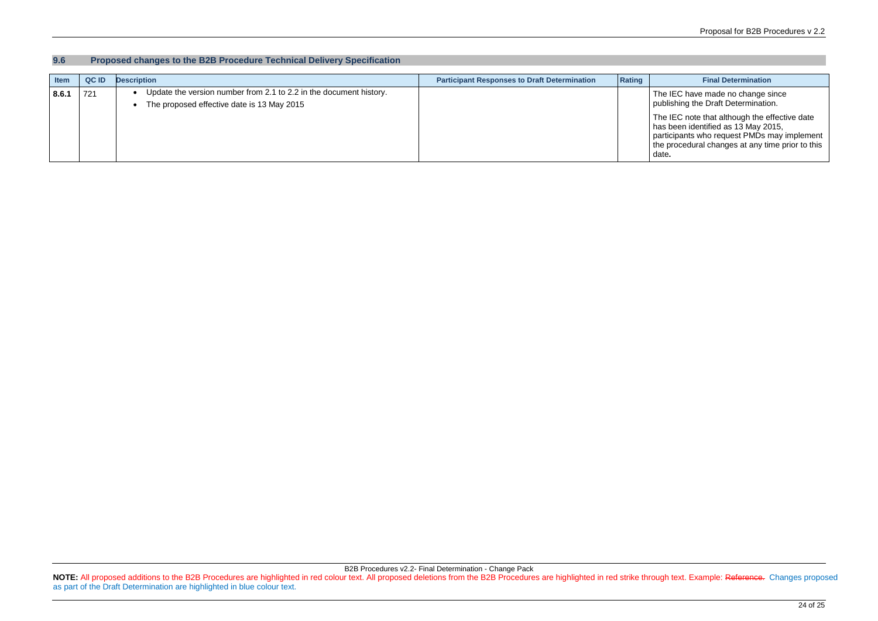## 9.6 Proposed changes to the B2B Procedure Technical Delivery Specification

| Item | QC ID | Description | Participant Responses to Draft Determination | Rating | Final Determination |
|---|---|---|---|---|---|
| **8.6.1** | 721 | • Update the version number from 2.1 to 2.2 in the document history.<br>• The proposed effective date is 13 May 2015 | | | The IEC have made no change since publishing the Draft Determination.<br><br>The IEC note that although the effective date has been identified as 13 May 2015, participants who request PMDs may implement the procedural changes at any time prior to this date**.** |

B2B Procedures v2.2- Final Determination - Change Pack

**NOTE:** All proposed additions to the B2B Procedures are highlighted in red colour text. All proposed deletions from the B2B Procedures are highlighted in red strike through text. Example: ~~Reference.~~ Changes proposed as part of the Draft Determination are highlighted in blue colour text.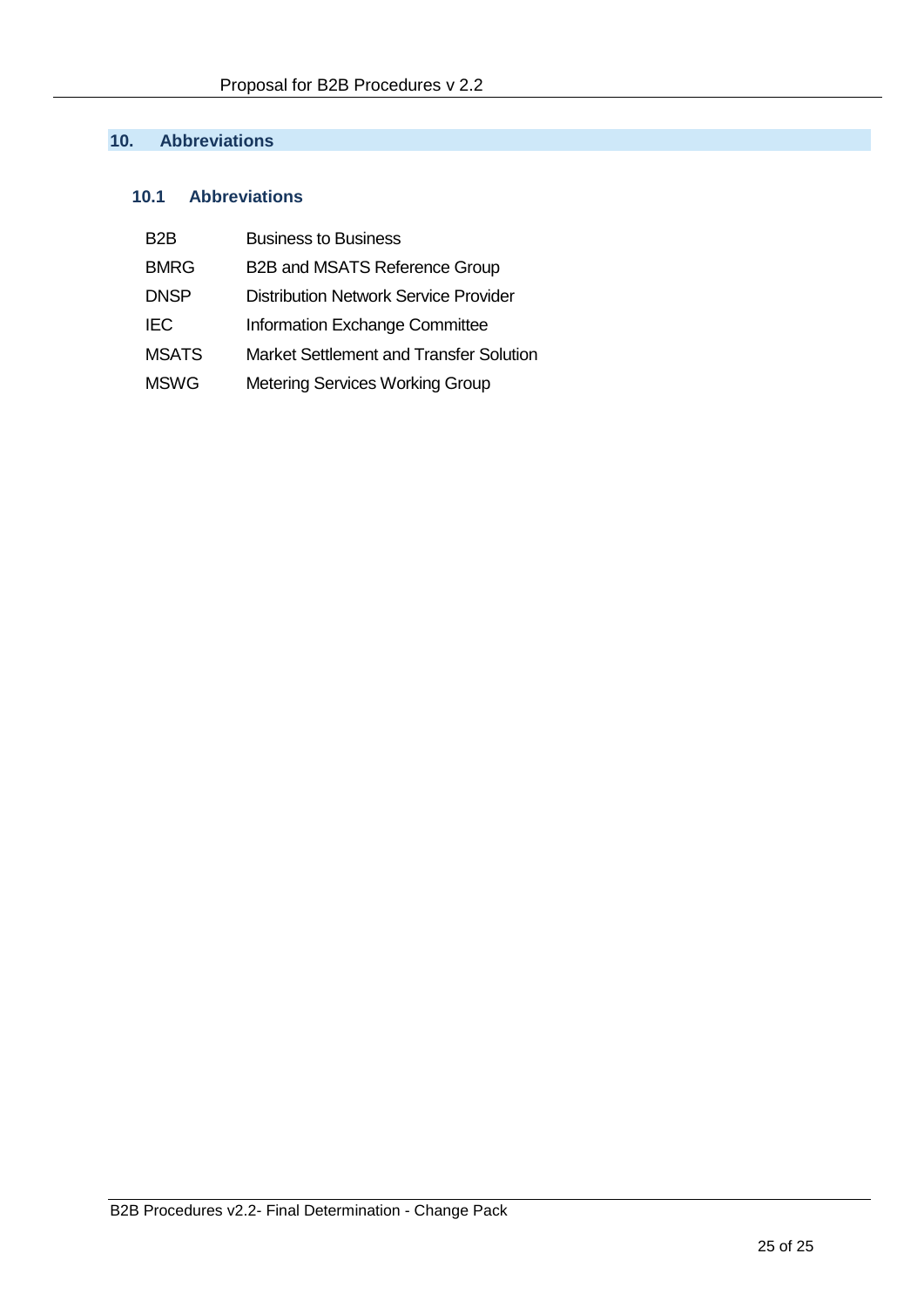## 10. Abbreviations

### 10.1 Abbreviations

| | |
|---|---|
| B2B | Business to Business |
| BMRG | B2B and MSATS Reference Group |
| DNSP | Distribution Network Service Provider |
| IEC | Information Exchange Committee |
| MSATS | Market Settlement and Transfer Solution |
| MSWG | Metering Services Working Group |